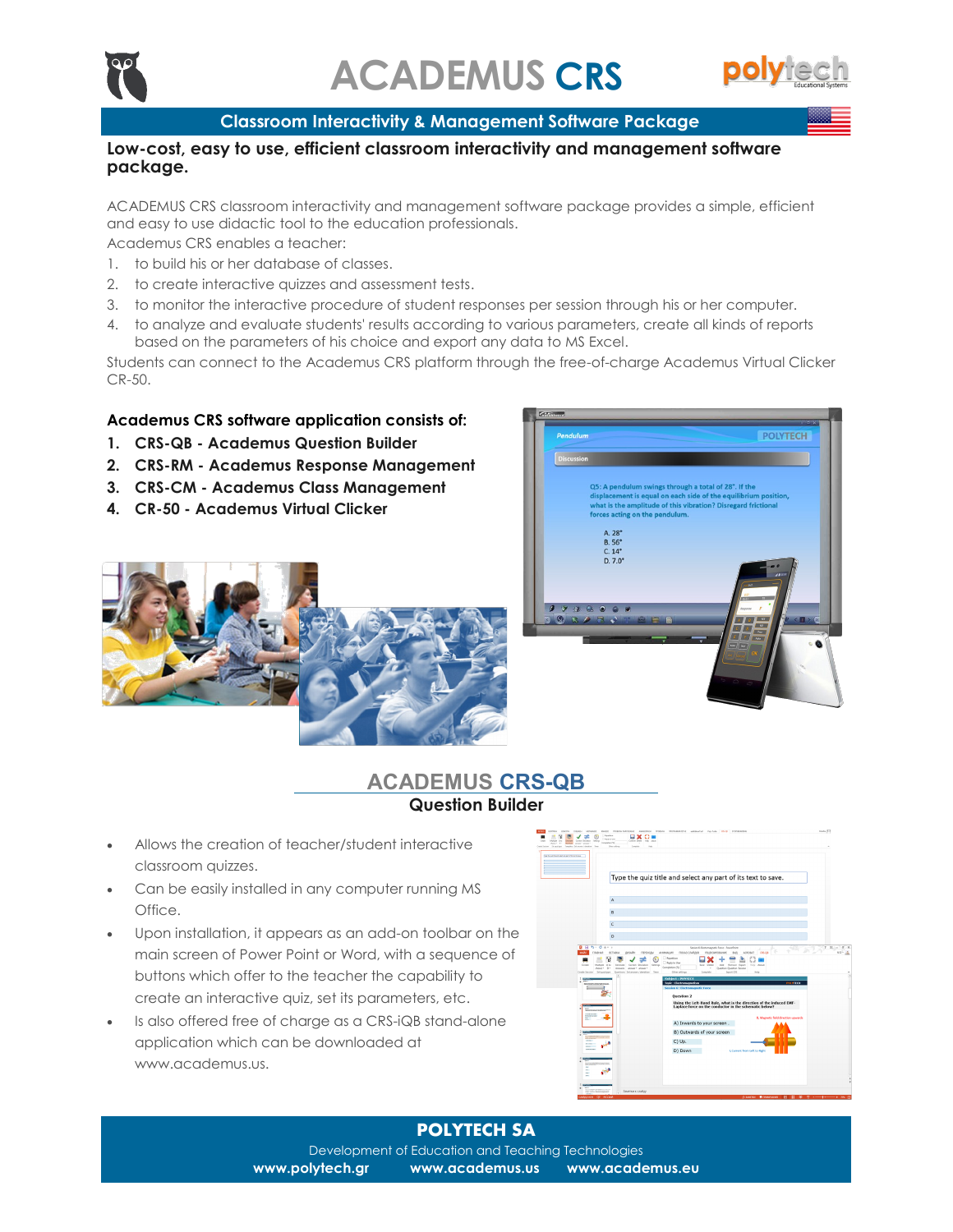# ACADEMUS CRS

## Classroom Interactivity & Management Software Package

**Low-cost, easy to use, efficient classroom interactivity and management software package.**

ACADEMUS CRS classroom interactivity and management software package provides a simple, efficient and easy to use didactic tool to the education professionals.

Academus CRS enables a teacher:

1. to build his or her database of classes.
2. to create interactive quizzes and assessment tests.
3. to monitor the interactive procedure of student responses per session through his or her computer.
4. to analyze and evaluate students' results according to various parameters, create all kinds of reports based on the parameters of his choice and export any data to MS Excel.

Students can connect to the Academus CRS platform through the free-of-charge Academus Virtual Clicker CR-50.

**Academus CRS software application consists of:**

1. **CRS-QB - Academus Question Builder**
2. **CRS-RM - Academus Response Management**
3. **CRS-CM - Academus Class Management**
4. **CR-50 - Academus Virtual Clicker**

## ACADEMUS CRS-QB

### Question Builder

- Allows the creation of teacher/student interactive classroom quizzes.
- Can be easily installed in any computer running MS Office.
- Upon installation, it appears as an add-on toolbar on the main screen of Power Point or Word, with a sequence of buttons which offer to the teacher the capability to create an interactive quiz, set its parameters, etc.
- Is also offered free of charge as a CRS-iQB stand-alone application which can be downloaded at www.academus.us.

**POLYTECH SA**

Development of Education and Teaching Technologies

**www.polytech.gr** **www.academus.us** **www.academus.eu**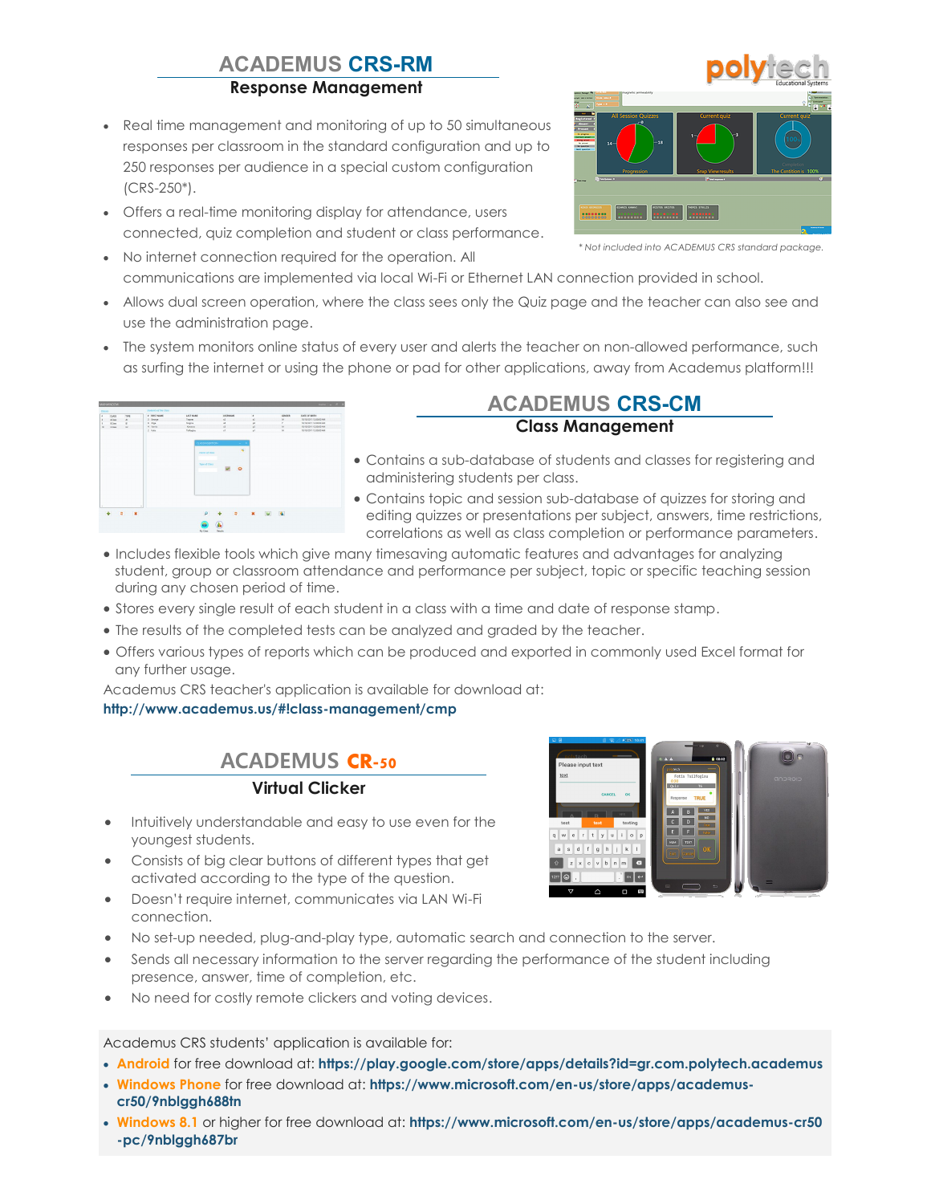## ACADEMUS CRS-RM

### Response Management

- Real time management and monitoring of up to 50 simultaneous responses per classroom in the standard configuration and up to 250 responses per audience in a special custom configuration (CRS-250*).
- Offers a real-time monitoring display for attendance, users connected, quiz completion and student or class performance.
- No internet connection required for the operation. All communications are implemented via local Wi-Fi or Ethernet LAN connection provided in school.
- Allows dual screen operation, where the class sees only the Quiz page and the teacher can also see and use the administration page.
- The system monitors online status of every user and alerts the teacher on non-allowed performance, such as surfing the internet or using the phone or pad for other applications, away from Academus platform!!!

*\* Not included into ACADEMUS CRS standard package.*

## ACADEMUS CRS-CM

### Class Management

- Contains a sub-database of students and classes for registering and administering students per class.
- Contains topic and session sub-database of quizzes for storing and editing quizzes or presentations per subject, answers, time restrictions, correlations as well as class completion or performance parameters.
- Includes flexible tools which give many timesaving automatic features and advantages for analyzing student, group or classroom attendance and performance per subject, topic or specific teaching session during any chosen period of time.
- Stores every single result of each student in a class with a time and date of response stamp.
- The results of the completed tests can be analyzed and graded by the teacher.
- Offers various types of reports which can be produced and exported in commonly used Excel format for any further usage.

Academus CRS teacher's application is available for download at:
**http://www.academus.us/#!class-management/cmp**

## ACADEMUS CR-50

### Virtual Clicker

- Intuitively understandable and easy to use even for the youngest students.
- Consists of big clear buttons of different types that get activated according to the type of the question.
- Doesn't require internet, communicates via LAN Wi-Fi connection.
- No set-up needed, plug-and-play type, automatic search and connection to the server.
- Sends all necessary information to the server regarding the performance of the student including presence, answer, time of completion, etc.
- No need for costly remote clickers and voting devices.

Academus CRS students' application is available for:

- **Android** for free download at: **https://play.google.com/store/apps/details?id=gr.com.polytech.academus**
- **Windows Phone** for free download at: **https://www.microsoft.com/en-us/store/apps/academus-cr50/9nblggh688tn**
- **Windows 8.1** or higher for free download at: **https://www.microsoft.com/en-us/store/apps/academus-cr50-pc/9nblggh687br**